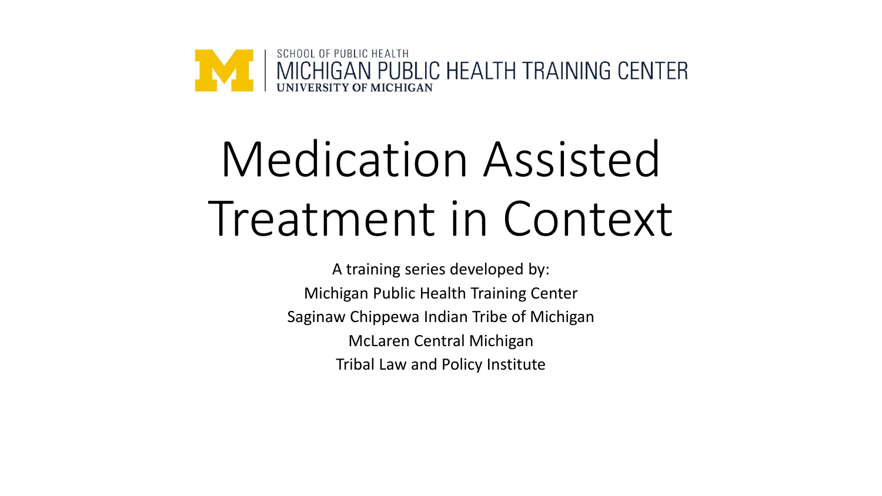SCHOOL OF PUBLIC HEALTH
MICHIGAN PUBLIC HEALTH TRAINING CENTER
UNIVERSITY OF MICHIGAN

# Medication Assisted Treatment in Context

A training series developed by:

Michigan Public Health Training Center

Saginaw Chippewa Indian Tribe of Michigan

McLaren Central Michigan

Tribal Law and Policy Institute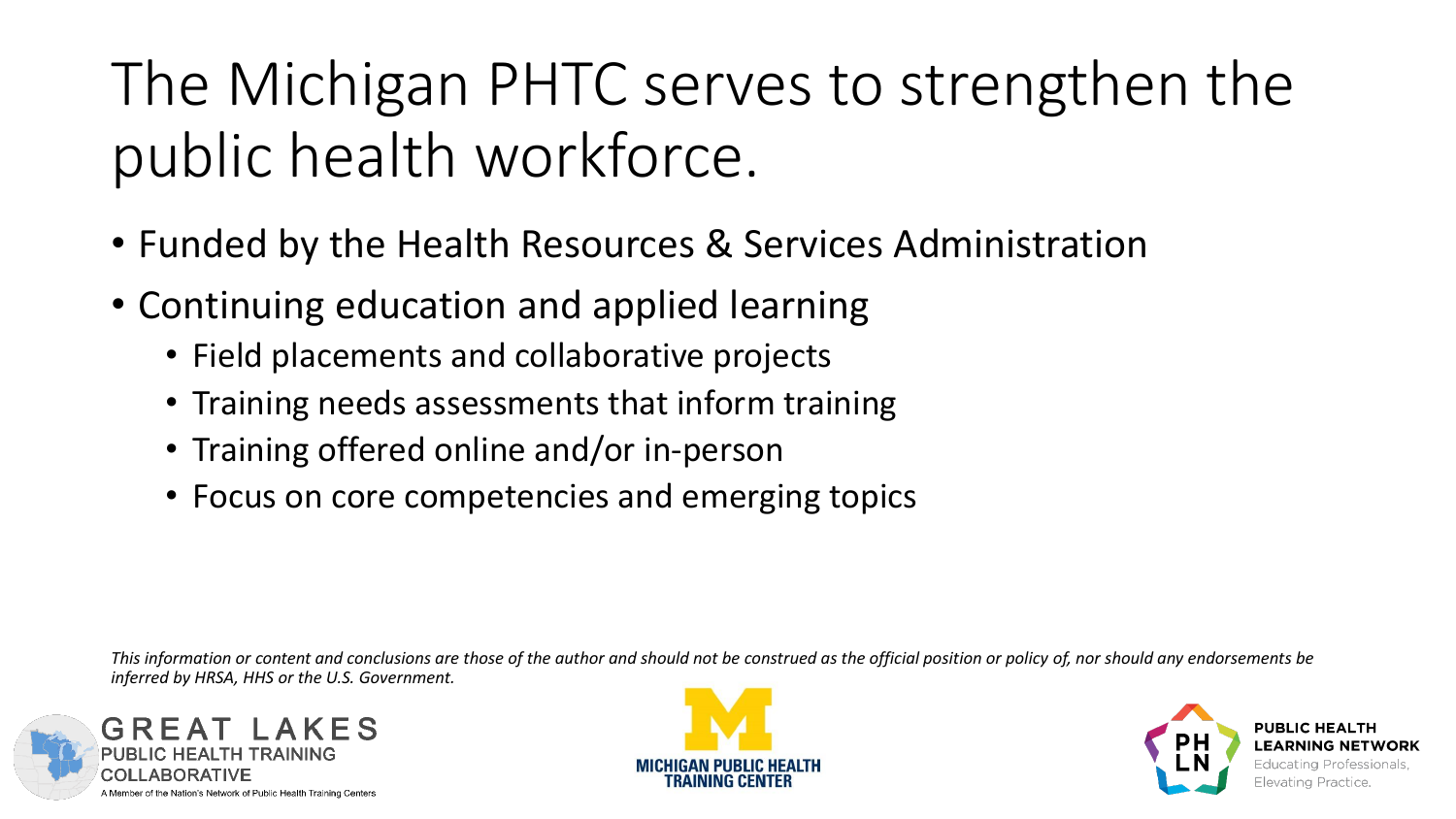# The Michigan PHTC serves to strengthen the public health workforce.

- Funded by the Health Resources & Services Administration
- Continuing education and applied learning
  - Field placements and collaborative projects
  - Training needs assessments that inform training
  - Training offered online and/or in-person
  - Focus on core competencies and emerging topics

*This information or content and conclusions are those of the author and should not be construed as the official position or policy of, nor should any endorsements be inferred by HRSA, HHS or the U.S. Government.*

GREAT LAKES PUBLIC HEALTH TRAINING COLLABORATIVE
A Member of the Nation's Network of Public Health Training Centers

MICHIGAN PUBLIC HEALTH TRAINING CENTER

PUBLIC HEALTH LEARNING NETWORK
Educating Professionals, Elevating Practice.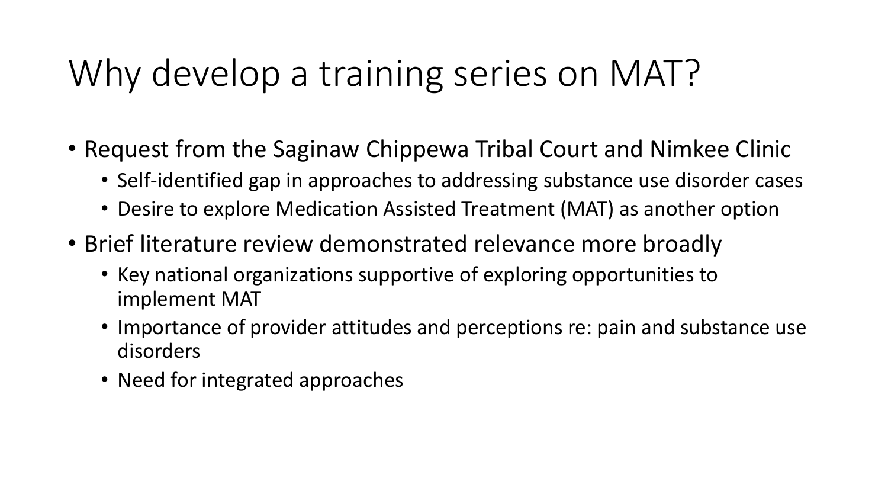# Why develop a training series on MAT?

- Request from the Saginaw Chippewa Tribal Court and Nimkee Clinic
  - Self-identified gap in approaches to addressing substance use disorder cases
  - Desire to explore Medication Assisted Treatment (MAT) as another option
- Brief literature review demonstrated relevance more broadly
  - Key national organizations supportive of exploring opportunities to implement MAT
  - Importance of provider attitudes and perceptions re: pain and substance use disorders
  - Need for integrated approaches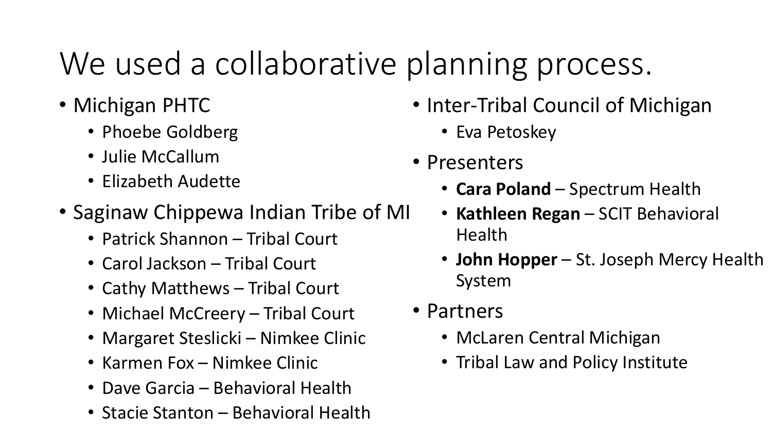# We used a collaborative planning process.

- Michigan PHTC
  - Phoebe Goldberg
  - Julie McCallum
  - Elizabeth Audette
- Saginaw Chippewa Indian Tribe of MI
  - Patrick Shannon – Tribal Court
  - Carol Jackson – Tribal Court
  - Cathy Matthews – Tribal Court
  - Michael McCreery – Tribal Court
  - Margaret Steslicki – Nimkee Clinic
  - Karmen Fox – Nimkee Clinic
  - Dave Garcia – Behavioral Health
  - Stacie Stanton – Behavioral Health
- Inter-Tribal Council of Michigan
  - Eva Petoskey
- Presenters
  - **Cara Poland** – Spectrum Health
  - **Kathleen Regan** – SCIT Behavioral Health
  - **John Hopper** – St. Joseph Mercy Health System
- Partners
  - McLaren Central Michigan
  - Tribal Law and Policy Institute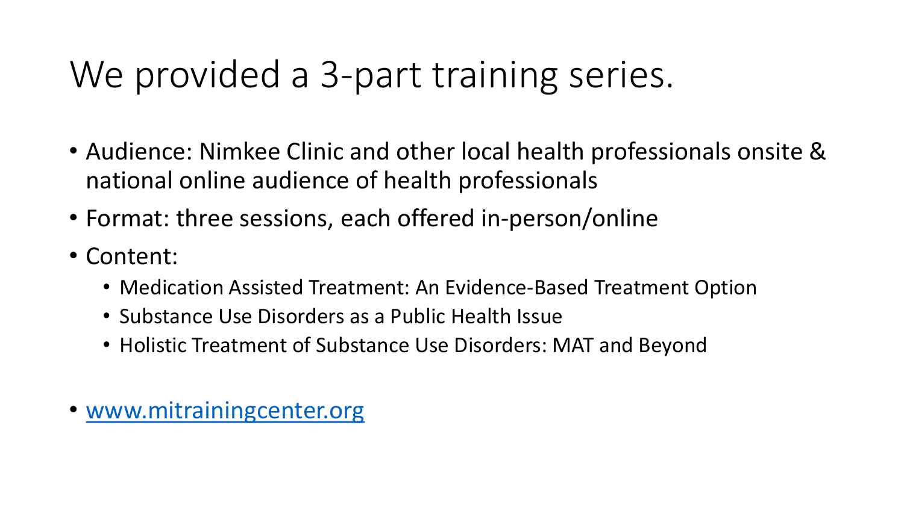# We provided a 3-part training series.

- Audience: Nimkee Clinic and other local health professionals onsite & national online audience of health professionals
- Format: three sessions, each offered in-person/online
- Content:
  - Medication Assisted Treatment: An Evidence-Based Treatment Option
  - Substance Use Disorders as a Public Health Issue
  - Holistic Treatment of Substance Use Disorders: MAT and Beyond

- [www.mitrainingcenter.org](http://www.mitrainingcenter.org)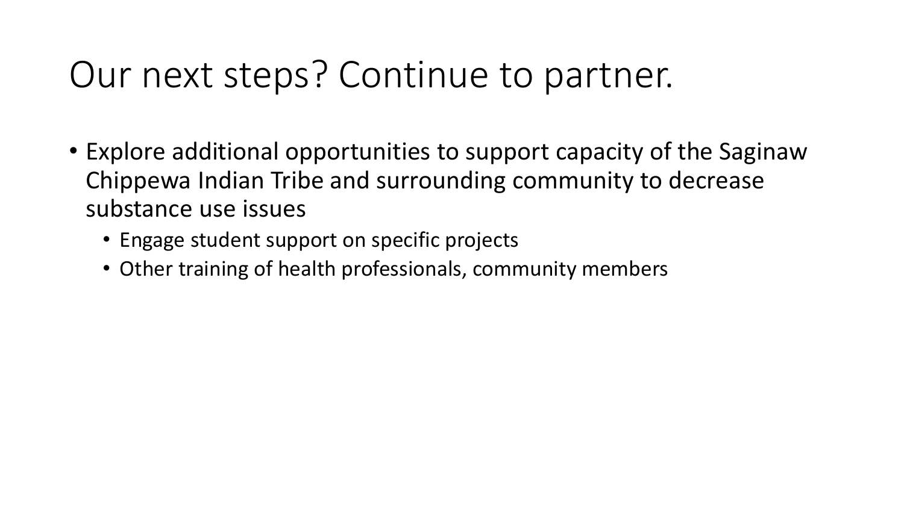# Our next steps? Continue to partner.

- Explore additional opportunities to support capacity of the Saginaw Chippewa Indian Tribe and surrounding community to decrease substance use issues
  - Engage student support on specific projects
  - Other training of health professionals, community members